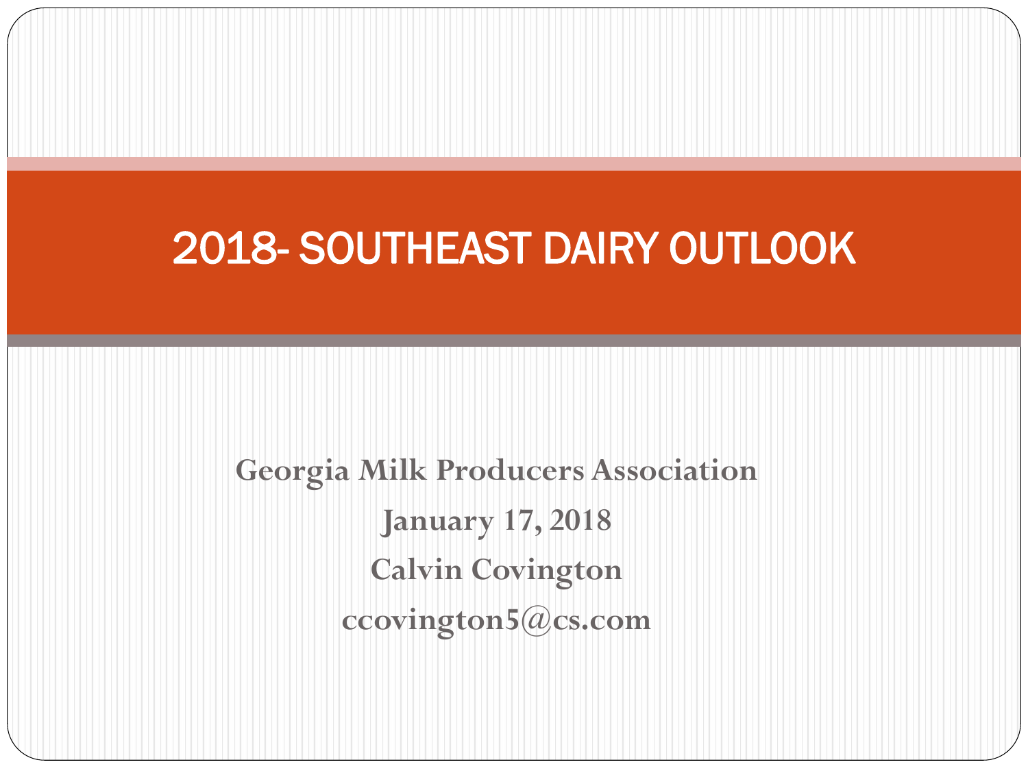# 2018- SOUTHEAST DAIRY OUTLOOK

**Georgia Milk Producers Association**

**January 17, 2018**

**Calvin Covington**

**ccovington5@cs.com**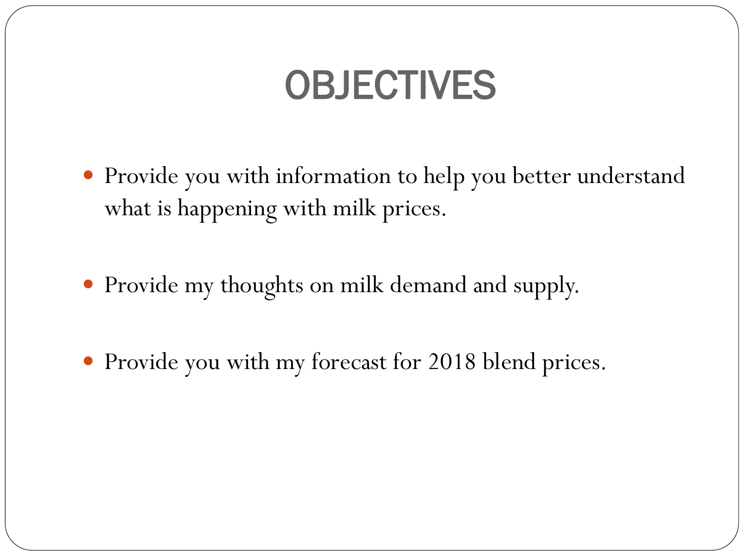# OBJECTIVES

- Provide you with information to help you better understand what is happening with milk prices.
- Provide my thoughts on milk demand and supply.
- Provide you with my forecast for 2018 blend prices.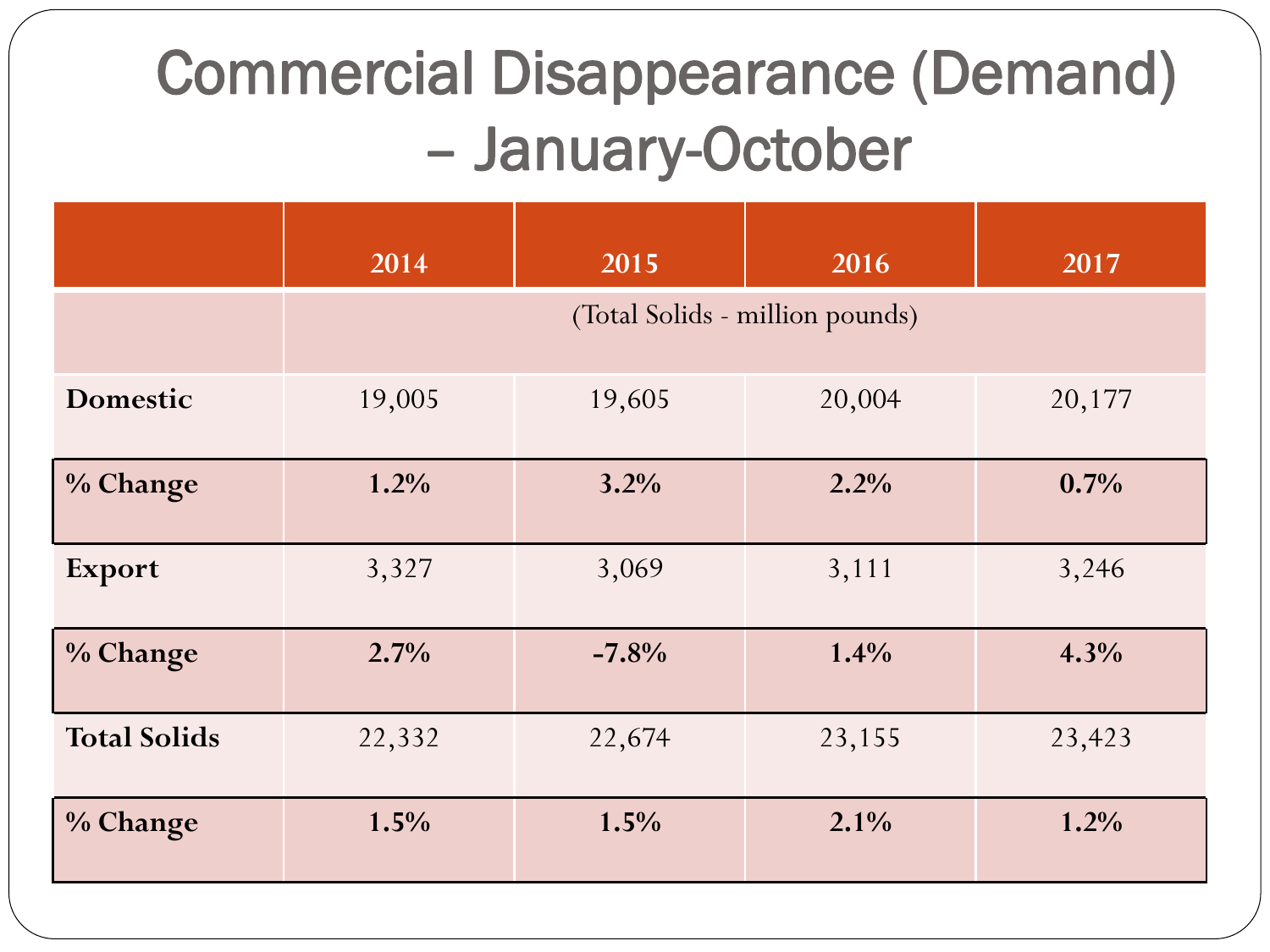# Commercial Disappearance (Demand) – January-October

| | 2014 | 2015 | 2016 | 2017 |
|---|---|---|---|---|
| | (Total Solids - million pounds) | | | |
| **Domestic** | 19,005 | 19,605 | 20,004 | 20,177 |
| **% Change** | **1.2%** | **3.2%** | **2.2%** | **0.7%** |
| **Export** | 3,327 | 3,069 | 3,111 | 3,246 |
| **% Change** | **2.7%** | **-7.8%** | **1.4%** | **4.3%** |
| **Total Solids** | 22,332 | 22,674 | 23,155 | 23,423 |
| **% Change** | **1.5%** | **1.5%** | **2.1%** | **1.2%** |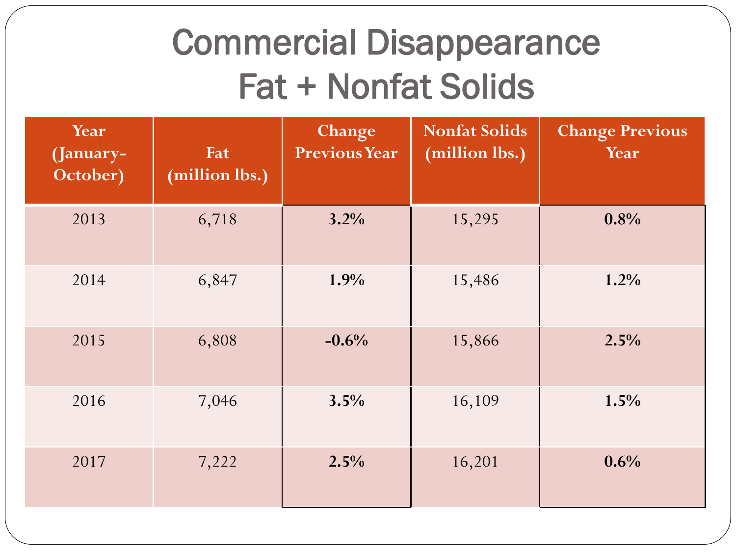# Commercial Disappearance
# Fat + Nonfat Solids

| Year (January-October) | Fat (million lbs.) | Change Previous Year | Nonfat Solids (million lbs.) | Change Previous Year |
|---|---|---|---|---|
| 2013 | 6,718 | **3.2%** | 15,295 | **0.8%** |
| 2014 | 6,847 | **1.9%** | 15,486 | **1.2%** |
| 2015 | 6,808 | **-0.6%** | 15,866 | **2.5%** |
| 2016 | 7,046 | **3.5%** | 16,109 | **1.5%** |
| 2017 | 7,222 | **2.5%** | 16,201 | **0.6%** |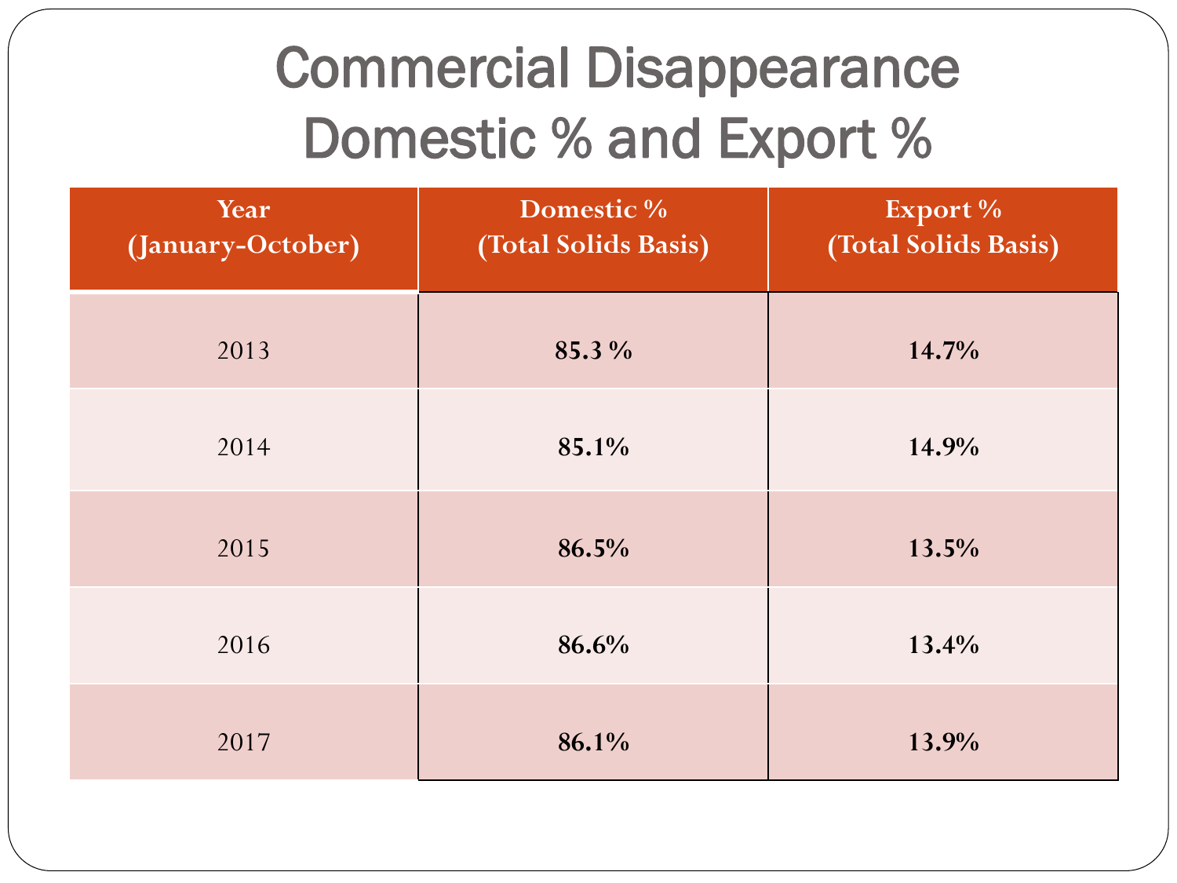# Commercial Disappearance Domestic % and Export %

| Year (January-October) | Domestic % (Total Solids Basis) | Export % (Total Solids Basis) |
|---|---|---|
| 2013 | **85.3 %** | **14.7%** |
| 2014 | **85.1%** | **14.9%** |
| 2015 | **86.5%** | **13.5%** |
| 2016 | **86.6%** | **13.4%** |
| 2017 | **86.1%** | **13.9%** |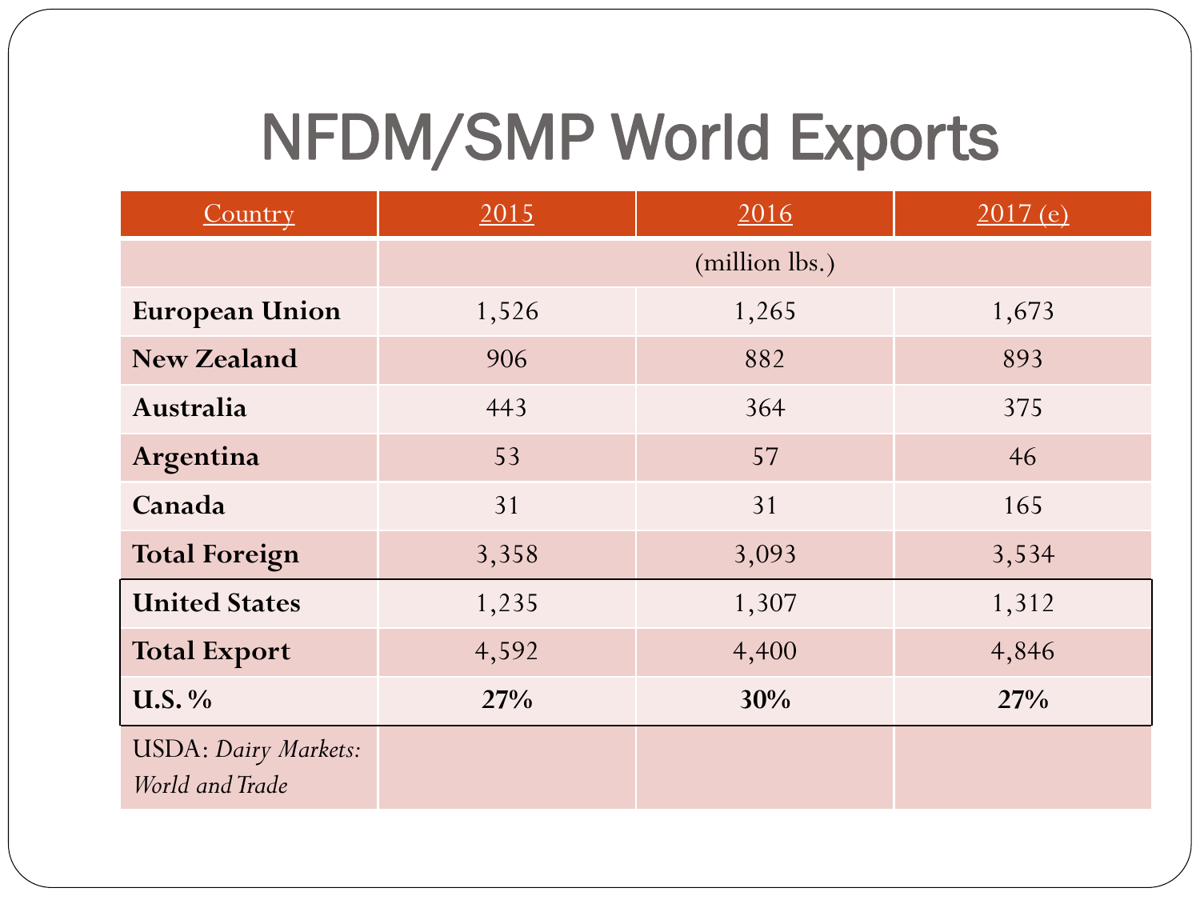# NFDM/SMP World Exports

| Country | 2015 | 2016 | 2017 (e) |
|---|---|---|---|
| | (million lbs.) | | |
| **European Union** | 1,526 | 1,265 | 1,673 |
| **New Zealand** | 906 | 882 | 893 |
| **Australia** | 443 | 364 | 375 |
| **Argentina** | 53 | 57 | 46 |
| **Canada** | 31 | 31 | 165 |
| **Total Foreign** | 3,358 | 3,093 | 3,534 |
| **United States** | 1,235 | 1,307 | 1,312 |
| **Total Export** | 4,592 | 4,400 | 4,846 |
| **U.S. %** | **27%** | **30%** | **27%** |
| USDA: *Dairy Markets: World and Trade* | | | |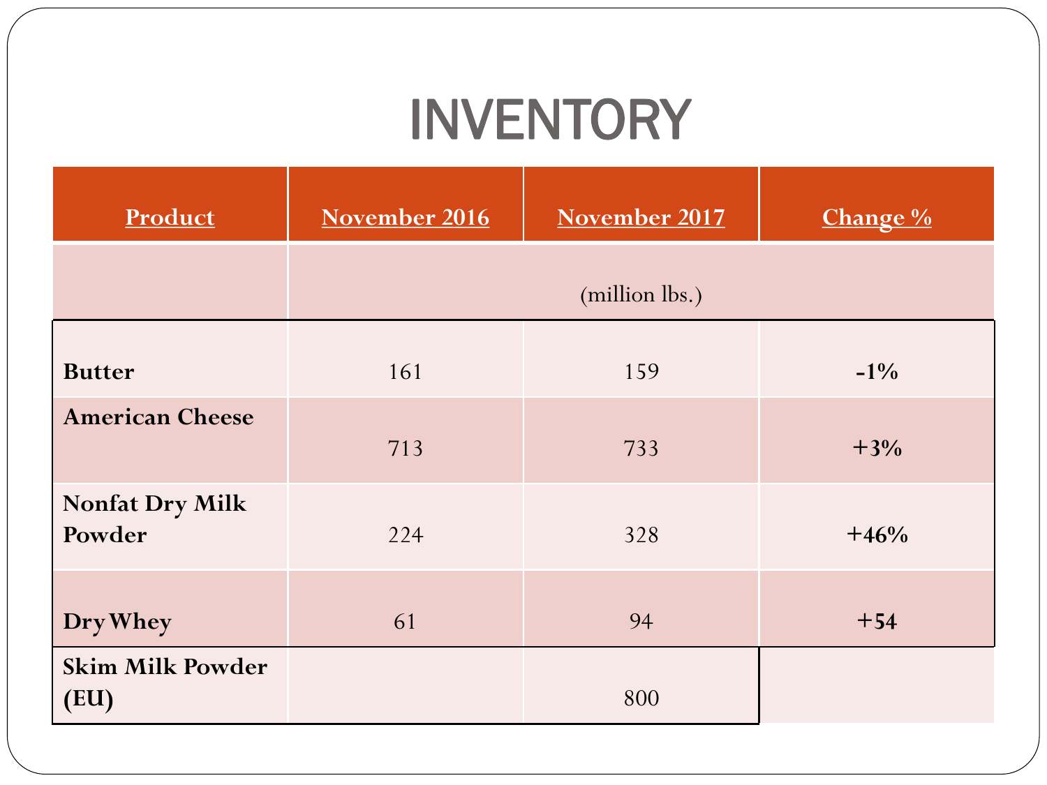# INVENTORY

| Product | November 2016 | November 2017 | Change % |
|---|---|---|---|
| | | (million lbs.) | |
| Butter | 161 | 159 | -1% |
| American Cheese | 713 | 733 | +3% |
| Nonfat Dry Milk Powder | 224 | 328 | +46% |
| Dry Whey | 61 | 94 | +54 |
| Skim Milk Powder (EU) | | 800 | |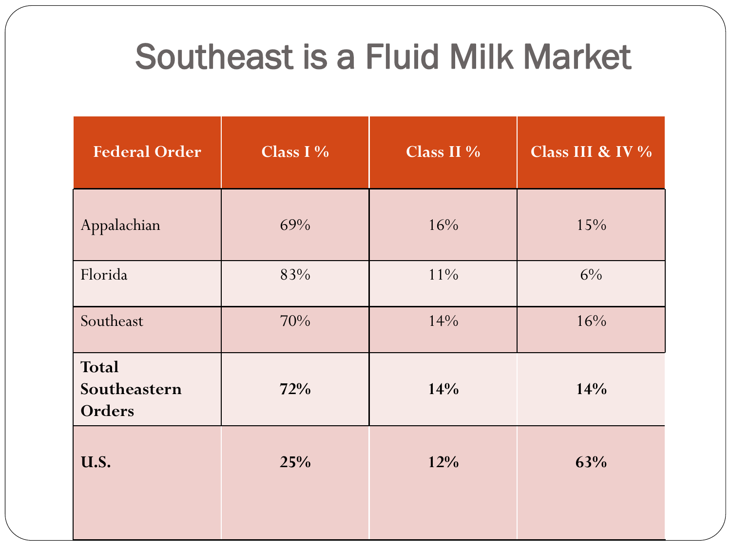# Southeast is a Fluid Milk Market

| Federal Order | Class I % | Class II % | Class III & IV % |
|---|---|---|---|
| Appalachian | 69% | 16% | 15% |
| Florida | 83% | 11% | 6% |
| Southeast | 70% | 14% | 16% |
| **Total Southeastern Orders** | **72%** | **14%** | **14%** |
| **U.S.** | **25%** | **12%** | **63%** |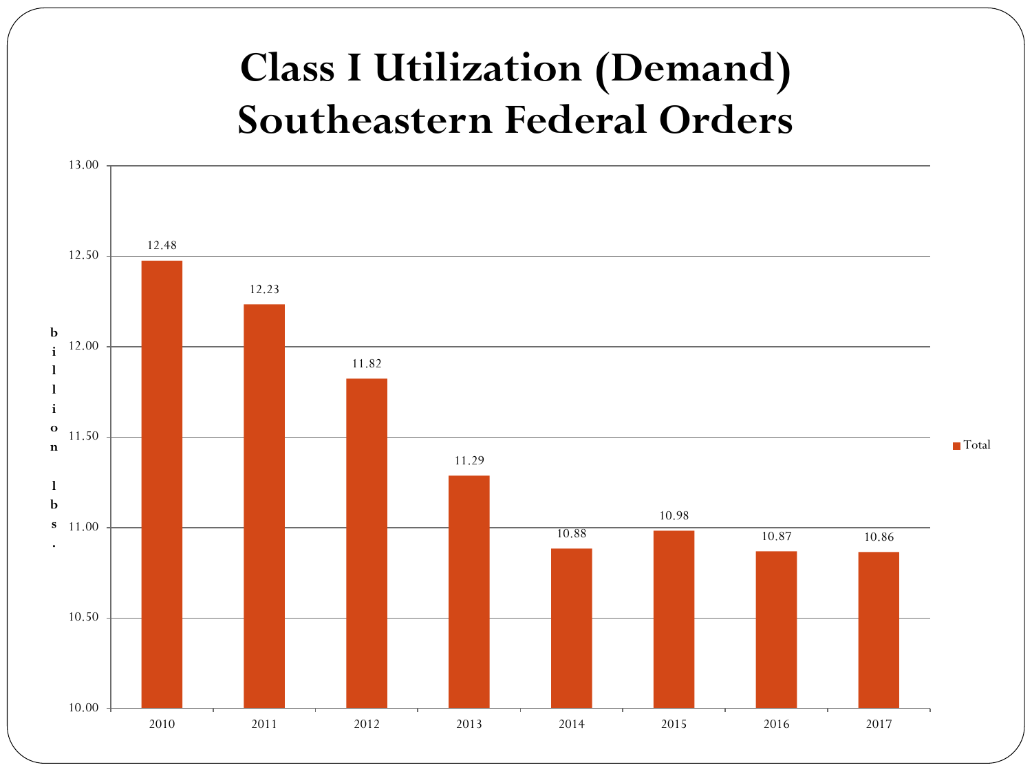# Class I Utilization (Demand) Southeastern Federal Orders

| Year | Total (billion lbs.) |
|---|---|
| 2010 | 12.48 |
| 2011 | 12.23 |
| 2012 | 11.82 |
| 2013 | 11.29 |
| 2014 | 10.88 |
| 2015 | 10.98 |
| 2016 | 10.87 |
| 2017 | 10.86 |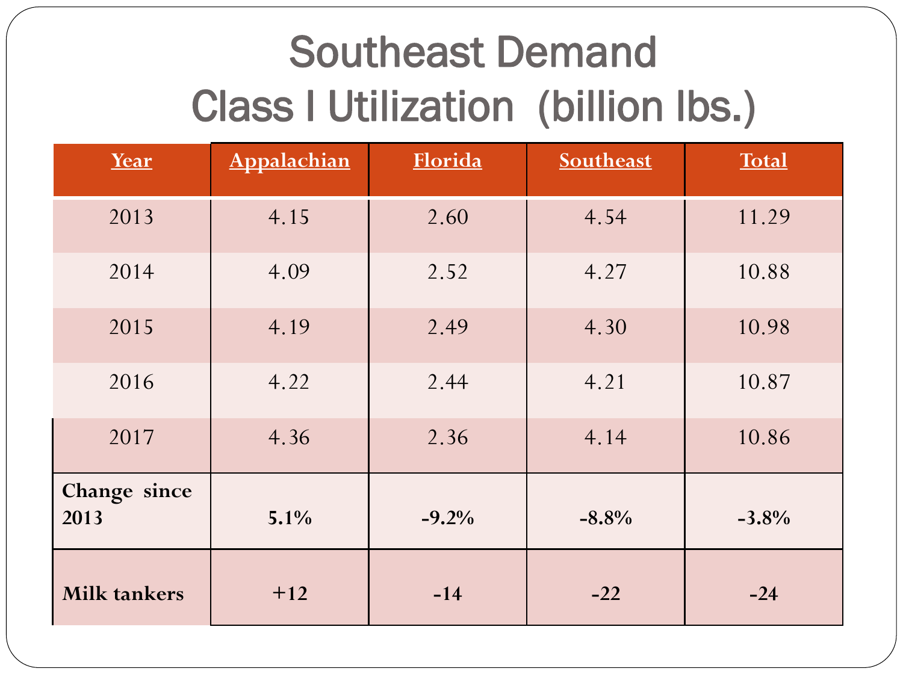# Southeast Demand
# Class I Utilization (billion lbs.)

| Year | Appalachian | Florida | Southeast | Total |
|---|---|---|---|---|
| 2013 | 4.15 | 2.60 | 4.54 | 11.29 |
| 2014 | 4.09 | 2.52 | 4.27 | 10.88 |
| 2015 | 4.19 | 2.49 | 4.30 | 10.98 |
| 2016 | 4.22 | 2.44 | 4.21 | 10.87 |
| 2017 | 4.36 | 2.36 | 4.14 | 10.86 |
| **Change since 2013** | **5.1%** | **-9.2%** | **-8.8%** | **-3.8%** |
| **Milk tankers** | **+12** | **-14** | **-22** | **-24** |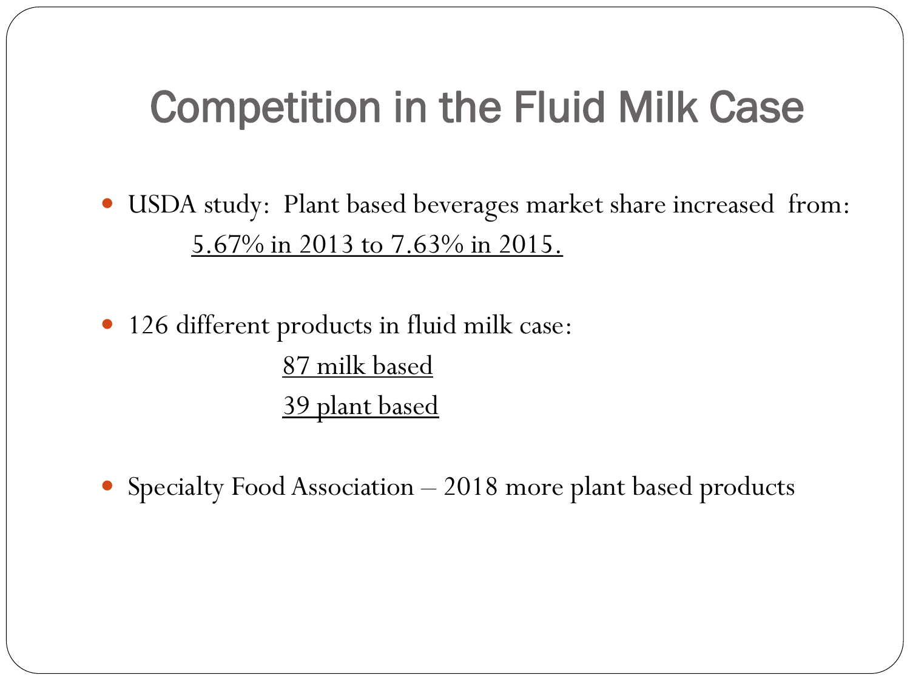# Competition in the Fluid Milk Case

- USDA study: Plant based beverages market share increased from:
  5.67% in 2013 to 7.63% in 2015.

- 126 different products in fluid milk case:
  87 milk based
  39 plant based

- Specialty Food Association – 2018 more plant based products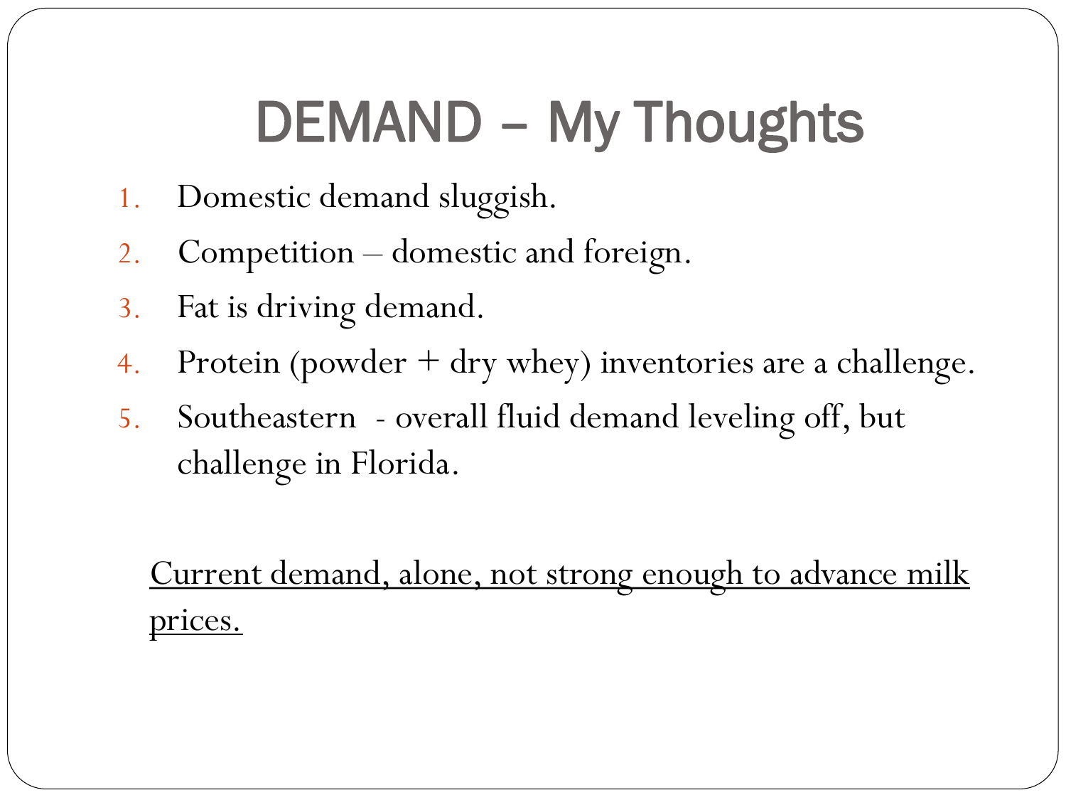# DEMAND – My Thoughts

1. Domestic demand sluggish.
2. Competition – domestic and foreign.
3. Fat is driving demand.
4. Protein (powder + dry whey) inventories are a challenge.
5. Southeastern - overall fluid demand leveling off, but challenge in Florida.

<u>Current demand, alone, not strong enough to advance milk prices.</u>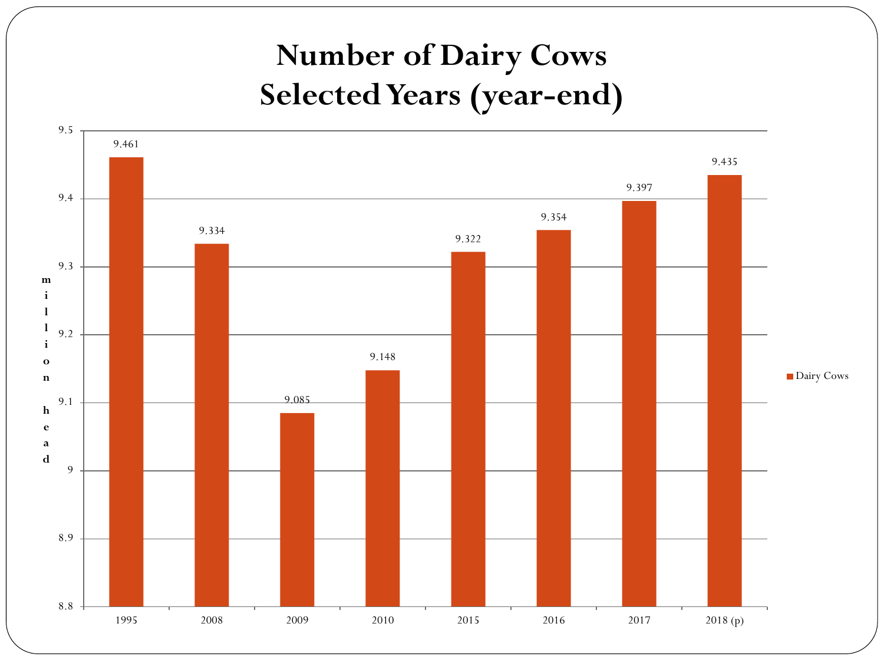# Number of Dairy Cows Selected Years (year-end)

| Year | Dairy Cows (million head) |
|---|---|
| 1995 | 9.461 |
| 2008 | 9.334 |
| 2009 | 9.085 |
| 2010 | 9.148 |
| 2015 | 9.322 |
| 2016 | 9.354 |
| 2017 | 9.397 |
| 2018 (p) | 9.435 |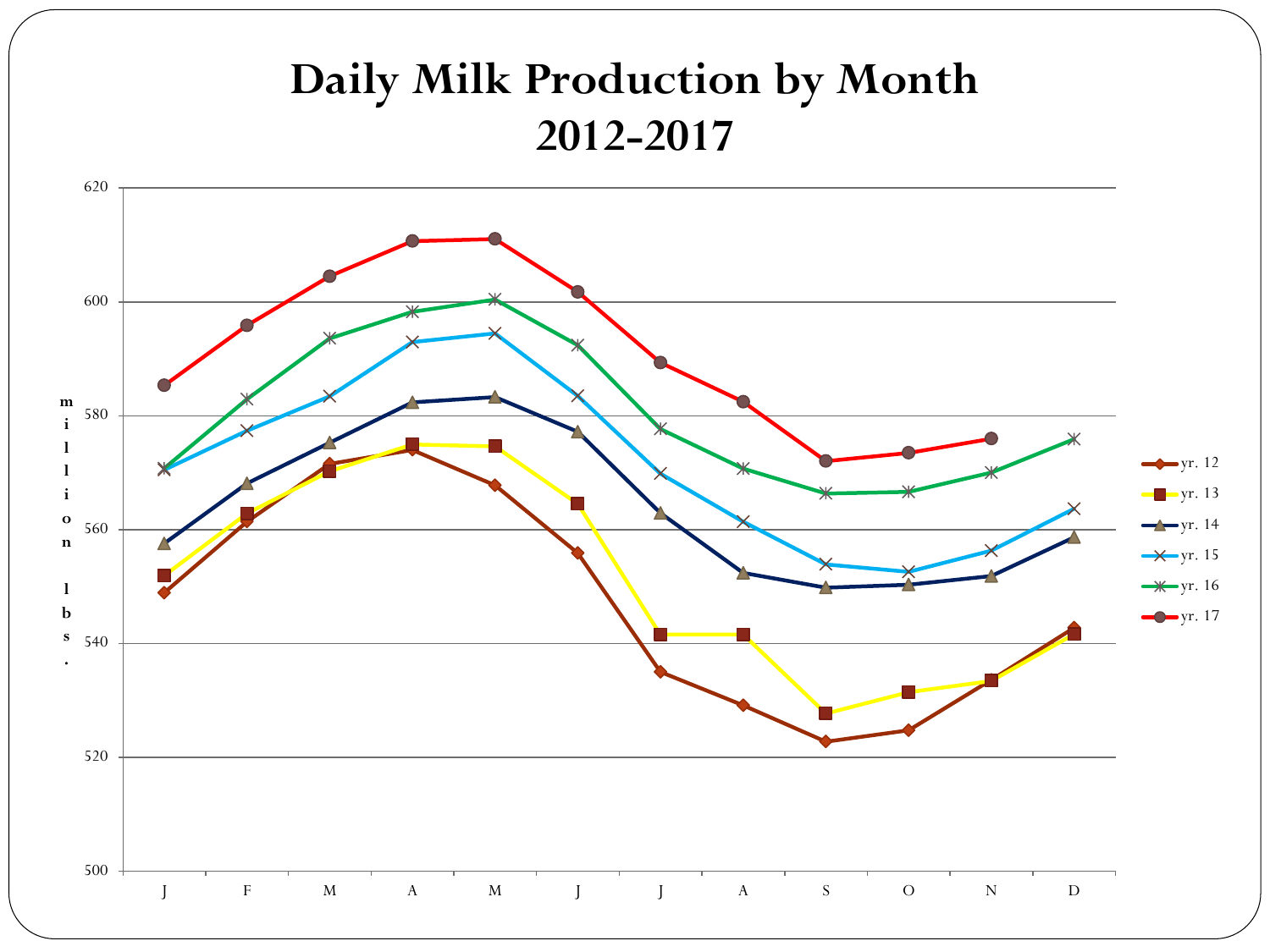# Daily Milk Production by Month
# 2012-2017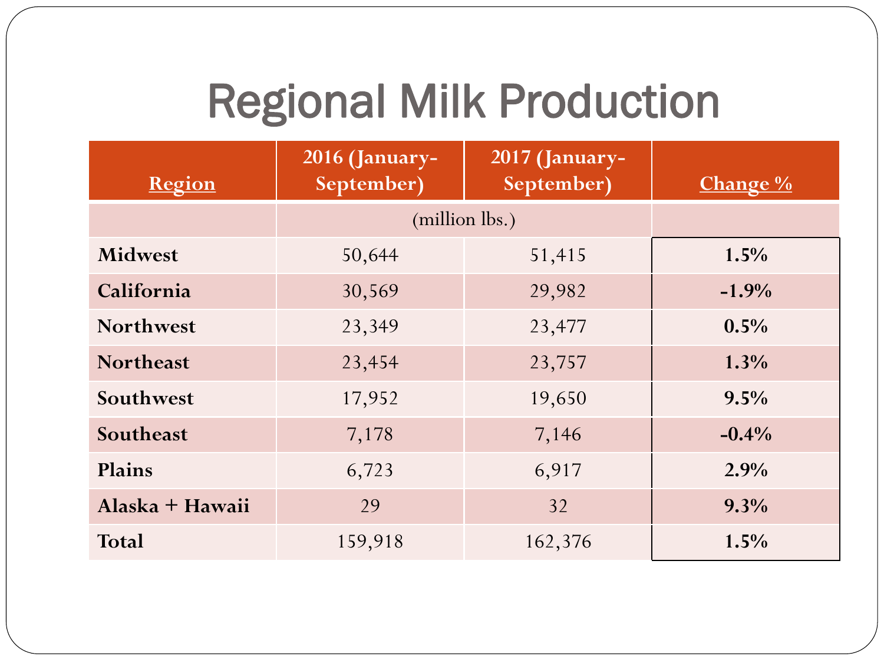# Regional Milk Production

| Region | 2016 (January-September) | 2017 (January-September) | Change % |
|---|---|---|---|
| | (million lbs.) | | |
| **Midwest** | 50,644 | 51,415 | **1.5%** |
| **California** | 30,569 | 29,982 | **-1.9%** |
| **Northwest** | 23,349 | 23,477 | **0.5%** |
| **Northeast** | 23,454 | 23,757 | **1.3%** |
| **Southwest** | 17,952 | 19,650 | **9.5%** |
| **Southeast** | 7,178 | 7,146 | **-0.4%** |
| **Plains** | 6,723 | 6,917 | **2.9%** |
| **Alaska + Hawaii** | 29 | 32 | **9.3%** |
| **Total** | 159,918 | 162,376 | **1.5%** |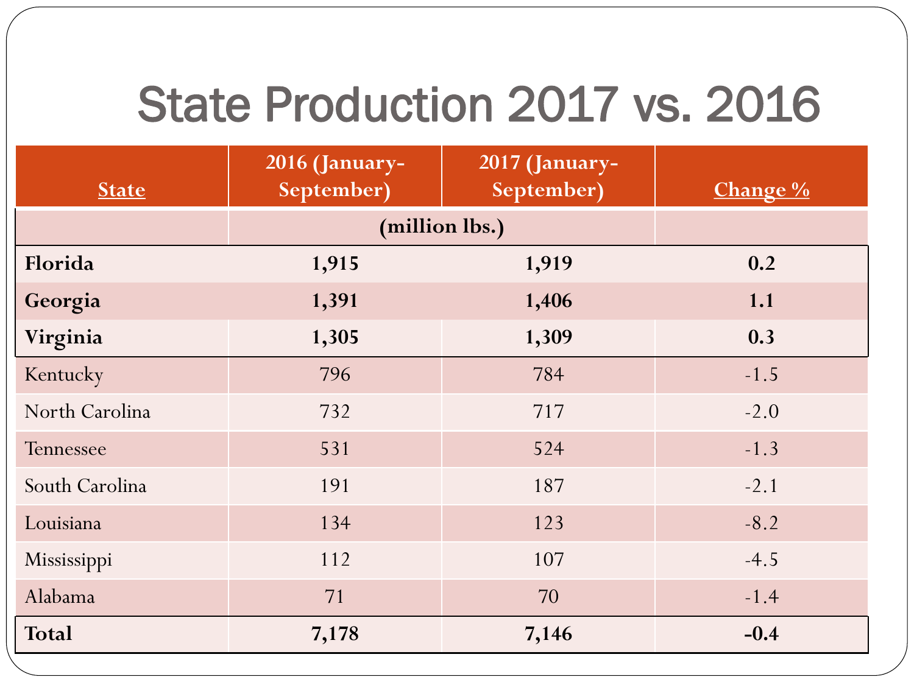# State Production 2017 vs. 2016

| State | 2016 (January-September) | 2017 (January-September) | Change % |
|---|---|---|---|
| | (million lbs.) | | |
| **Florida** | **1,915** | **1,919** | **0.2** |
| **Georgia** | **1,391** | **1,406** | **1.1** |
| **Virginia** | **1,305** | **1,309** | **0.3** |
| Kentucky | 796 | 784 | -1.5 |
| North Carolina | 732 | 717 | -2.0 |
| Tennessee | 531 | 524 | -1.3 |
| South Carolina | 191 | 187 | -2.1 |
| Louisiana | 134 | 123 | -8.2 |
| Mississippi | 112 | 107 | -4.5 |
| Alabama | 71 | 70 | -1.4 |
| **Total** | **7,178** | **7,146** | **-0.4** |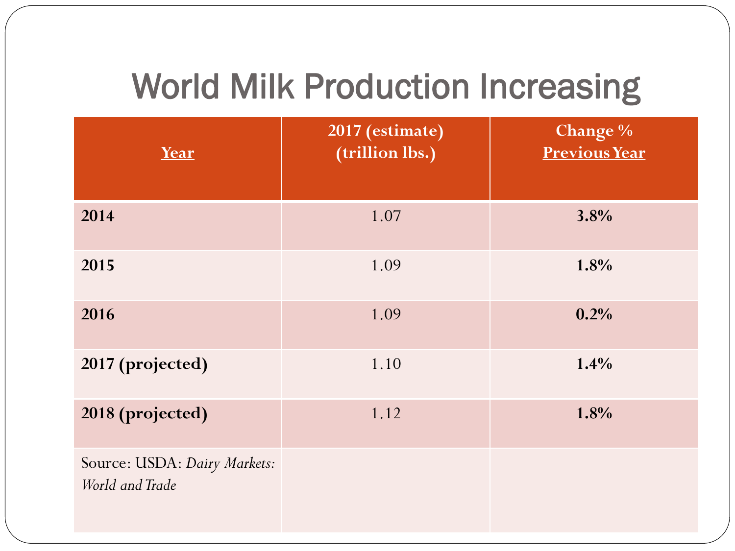# World Milk Production Increasing

| Year | 2017 (estimate) (trillion lbs.) | Change % Previous Year |
|---|---|---|
| **2014** | 1.07 | **3.8%** |
| **2015** | 1.09 | **1.8%** |
| **2016** | 1.09 | **0.2%** |
| **2017 (projected)** | 1.10 | **1.4%** |
| **2018 (projected)** | 1.12 | **1.8%** |
| Source: USDA: *Dairy Markets: World and Trade* | | |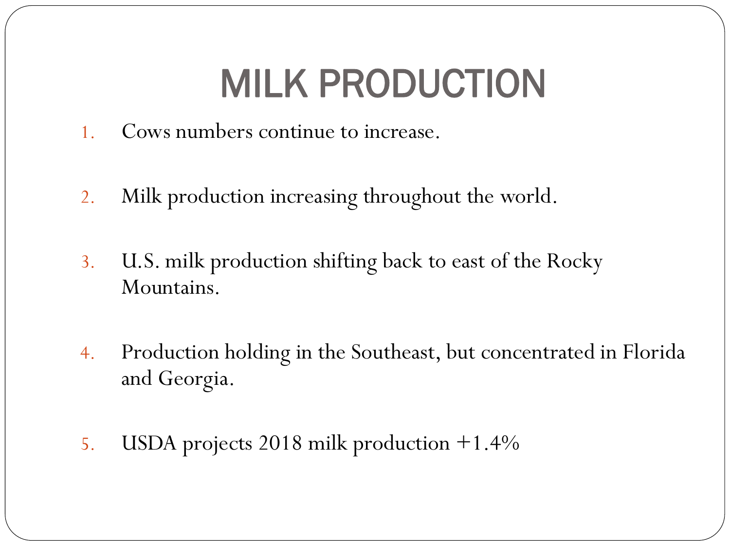# MILK PRODUCTION

1. Cows numbers continue to increase.

2. Milk production increasing throughout the world.

3. U.S. milk production shifting back to east of the Rocky Mountains.

4. Production holding in the Southeast, but concentrated in Florida and Georgia.

5. USDA projects 2018 milk production +1.4%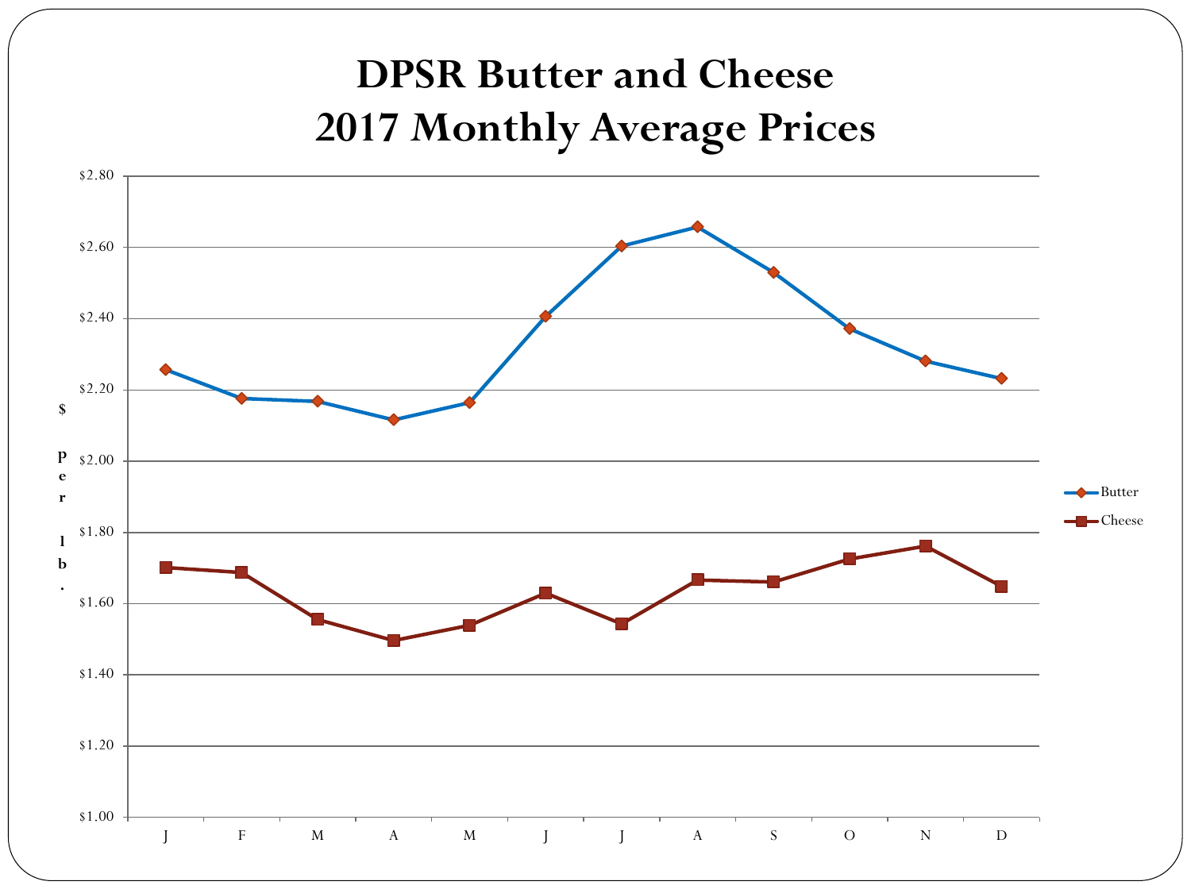# DPSR Butter and Cheese
# 2017 Monthly Average Prices

$ per lb.

$2.80
$2.60
$2.40
$2.20
$2.00
$1.80
$1.60
$1.40
$1.20
$1.00

J F M A M J J A S O N D

Butter
Cheese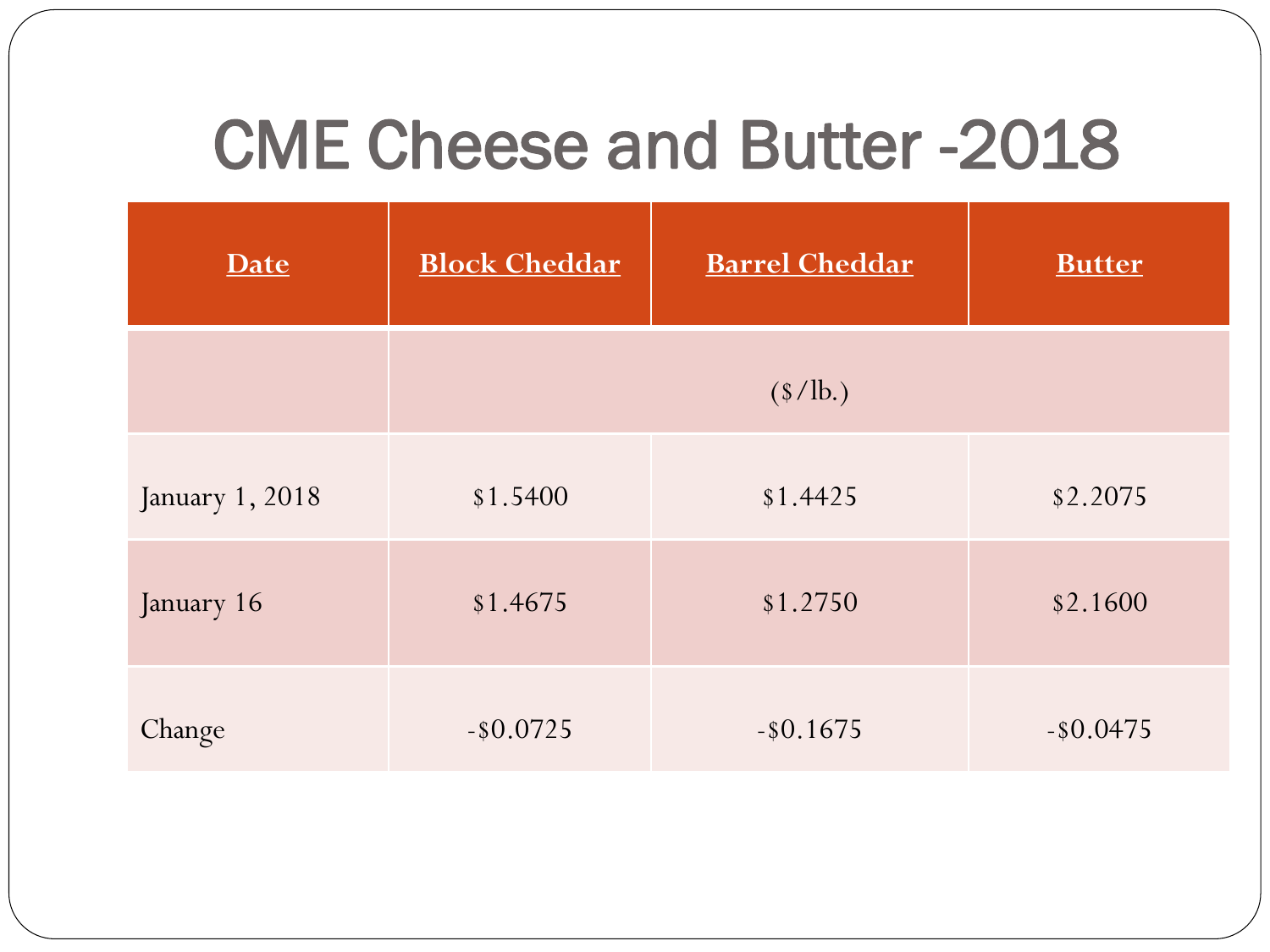# CME Cheese and Butter -2018

| Date | Block Cheddar | Barrel Cheddar | Butter |
|---|---|---|---|
| | ($/lb.) | | |
| January 1, 2018 | $1.5400 | $1.4425 | $2.2075 |
| January 16 | $1.4675 | $1.2750 | $2.1600 |
| Change | -$0.0725 | -$0.1675 | -$0.0475 |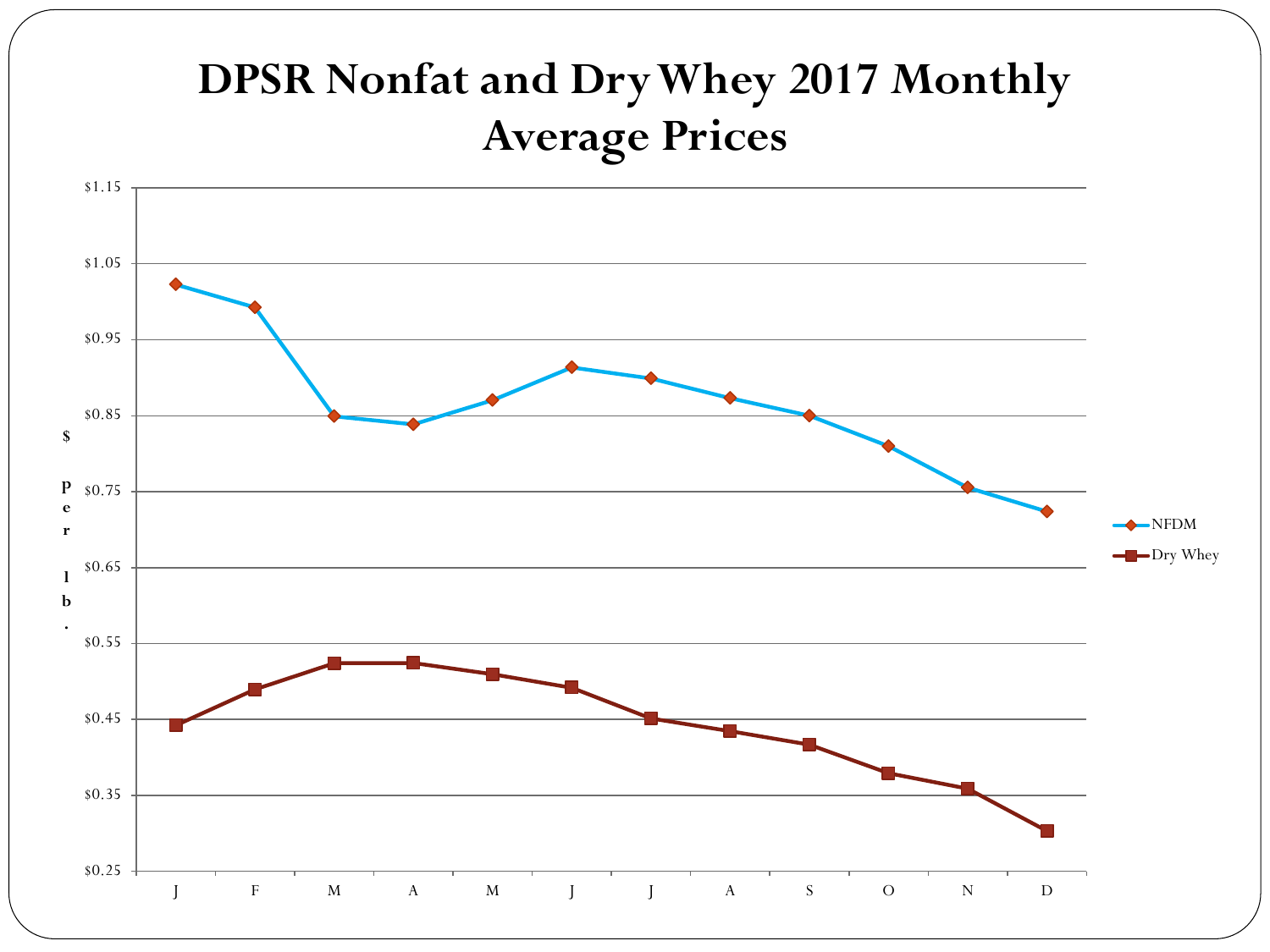# DPSR Nonfat and Dry Whey 2017 Monthly Average Prices

$ per lb.

$1.15
$1.05
$0.95
$0.85
$0.75
$0.65
$0.55
$0.45
$0.35
$0.25

J F M A M J J A S O N D

NFDM
Dry Whey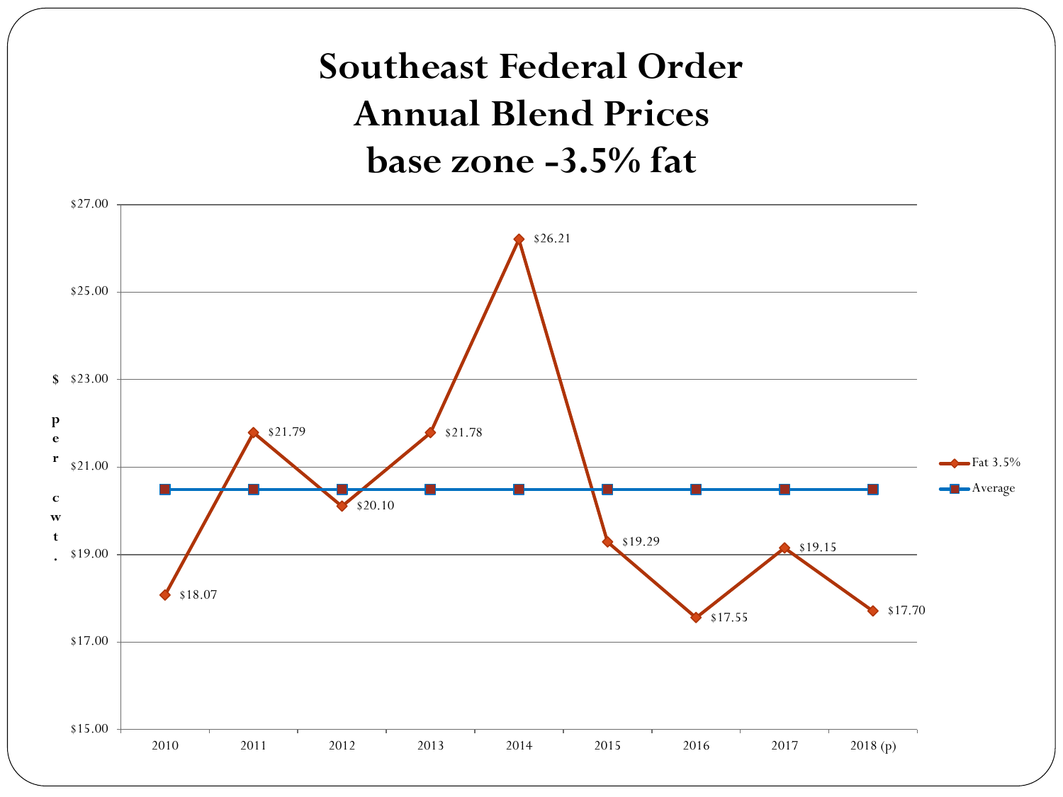# Southeast Federal Order Annual Blend Prices base zone -3.5% fat

| Year | Fat 3.5% |
|---|---|
| 2010 | $18.07 |
| 2011 | $21.79 |
| 2012 | $20.10 |
| 2013 | $21.78 |
| 2014 | $26.21 |
| 2015 | $19.29 |
| 2016 | $17.55 |
| 2017 | $19.15 |
| 2018 (p) | $17.70 |

Y-axis: $ per cwt. ($15.00 – $27.00)

Legend: Fat 3.5%; Average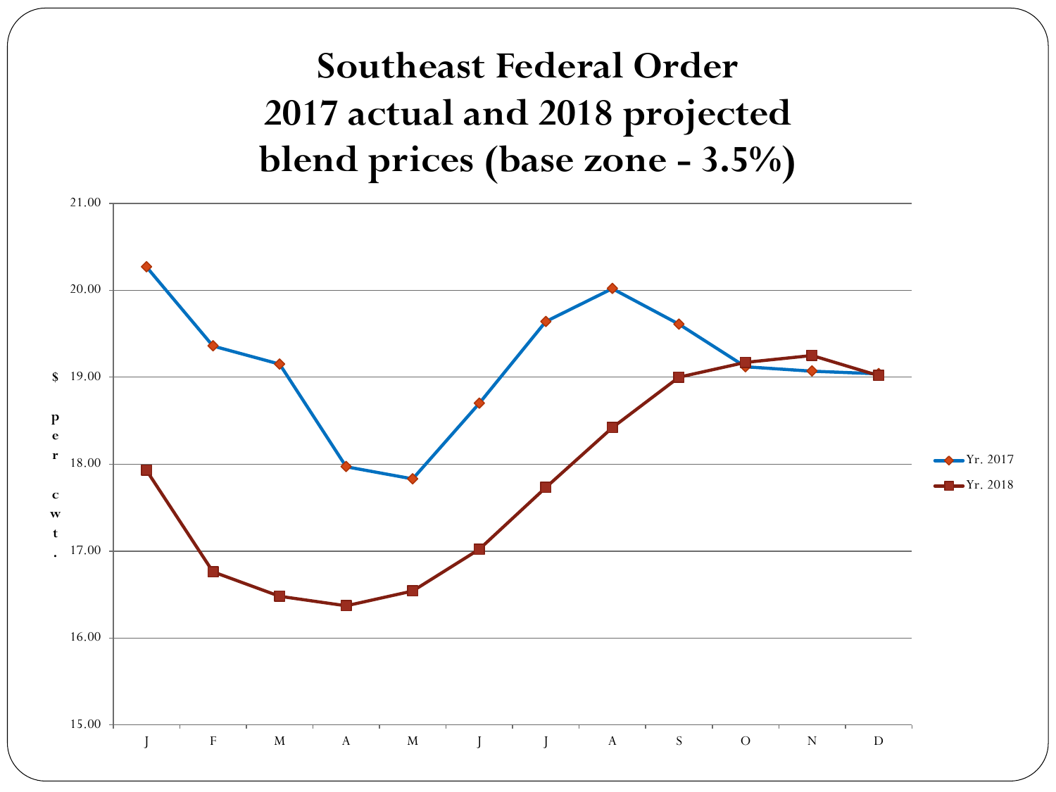# Southeast Federal Order 2017 actual and 2018 projected blend prices (base zone - 3.5%)

$ per cwt.

| Month | Yr. 2017 | Yr. 2018 |
|---|---|---|
| J | 20.27 | 17.93 |
| F | 19.36 | 16.76 |
| M | 19.15 | 16.48 |
| A | 17.97 | 16.37 |
| M | 17.83 | 16.54 |
| J | 18.70 | 17.02 |
| J | 19.64 | 17.73 |
| A | 20.02 | 18.42 |
| S | 19.61 | 19.00 |
| O | 19.12 | 19.17 |
| N | 19.07 | 19.25 |
| D | 19.04 | 19.02 |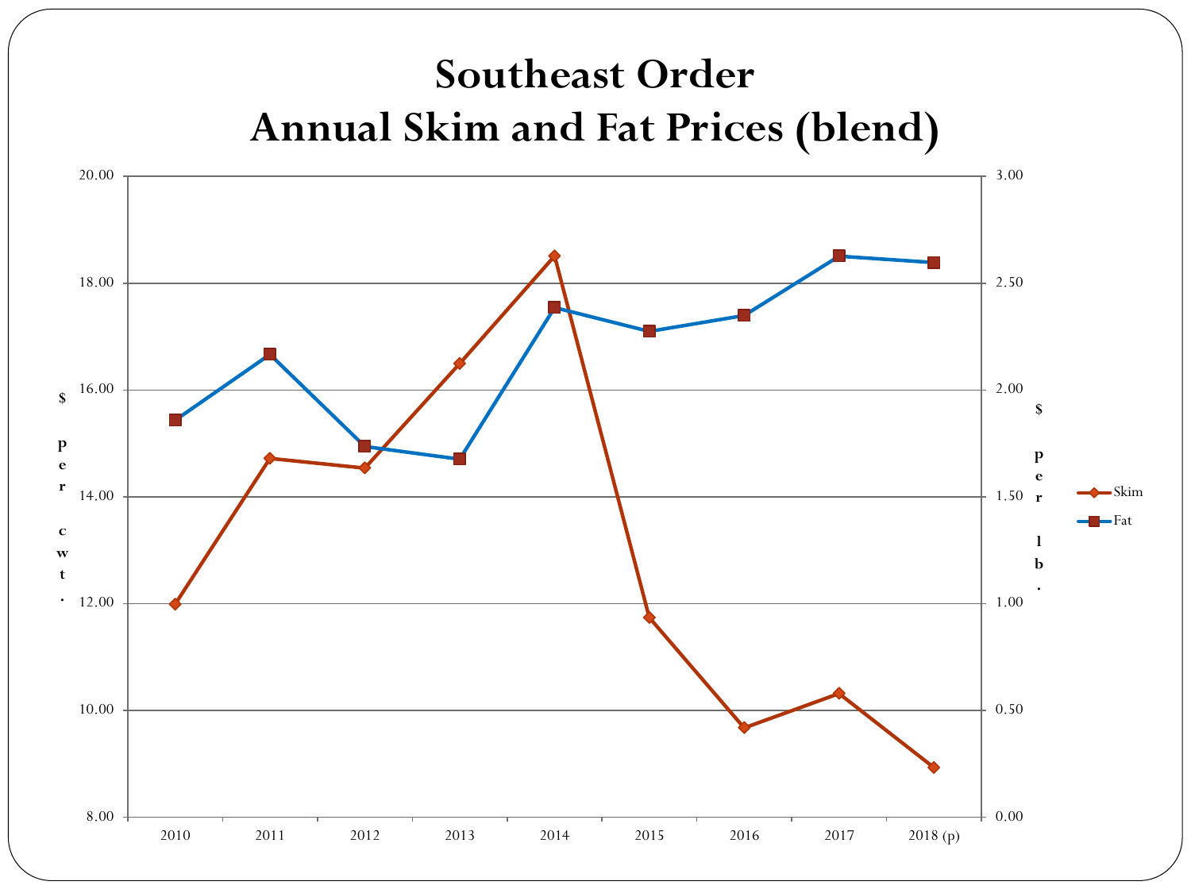# Southeast Order
# Annual Skim and Fat Prices (blend)

$ per cwt. (left axis: 8.00 – 20.00) | $ per lb. (right axis: 0.00 – 3.00)

Legend: Skim, Fat

2010 | 2011 | 2012 | 2013 | 2014 | 2015 | 2016 | 2017 | 2018 (p)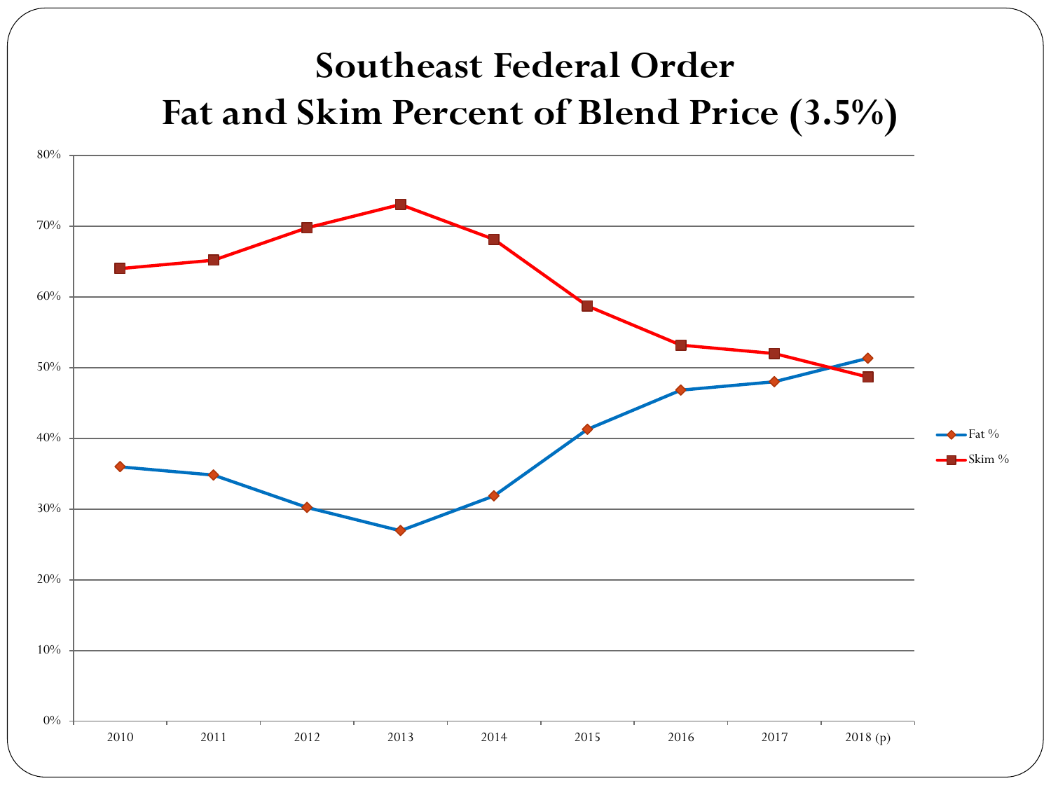# Southeast Federal Order
# Fat and Skim Percent of Blend Price (3.5%)

| Year | Fat % | Skim % |
|---|---|---|
| 2010 | 36% | 64% |
| 2011 | 35% | 65% |
| 2012 | 30% | 70% |
| 2013 | 27% | 73% |
| 2014 | 32% | 68% |
| 2015 | 41% | 59% |
| 2016 | 47% | 53% |
| 2017 | 48% | 52% |
| 2018 (p) | 51% | 49% |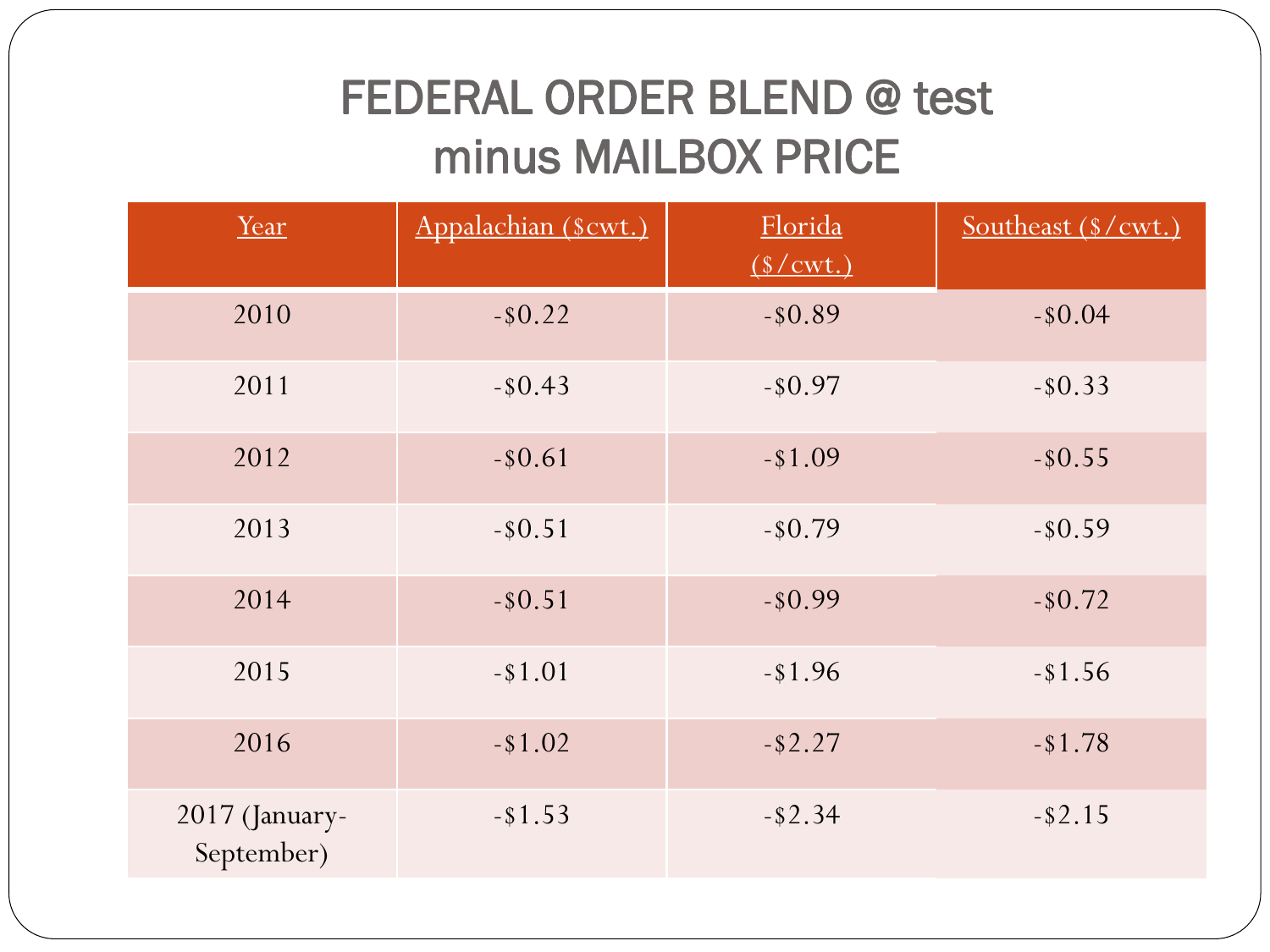# FEDERAL ORDER BLEND @ test minus MAILBOX PRICE

| Year | Appalachian ($cwt.) | Florida ($/cwt.) | Southeast ($/cwt.) |
|---|---|---|---|
| 2010 | -$0.22 | -$0.89 | -$0.04 |
| 2011 | -$0.43 | -$0.97 | -$0.33 |
| 2012 | -$0.61 | -$1.09 | -$0.55 |
| 2013 | -$0.51 | -$0.79 | -$0.59 |
| 2014 | -$0.51 | -$0.99 | -$0.72 |
| 2015 | -$1.01 | -$1.96 | -$1.56 |
| 2016 | -$1.02 | -$2.27 | -$1.78 |
| 2017 (January-September) | -$1.53 | -$2.34 | -$2.15 |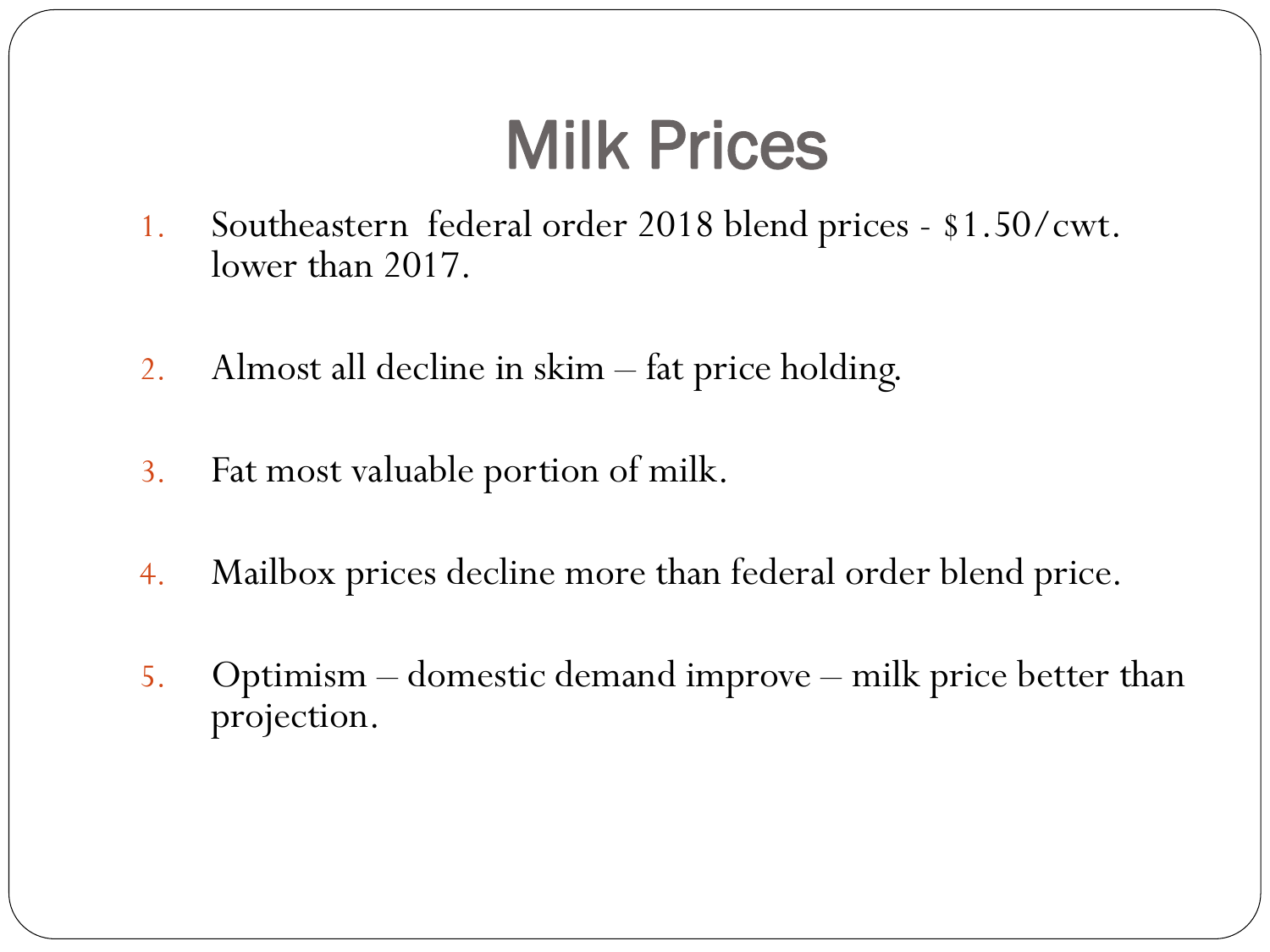# Milk Prices

1. Southeastern  federal order 2018 blend prices - $1.50/cwt. lower than 2017.

2. Almost all decline in skim – fat price holding.

3. Fat most valuable portion of milk.

4. Mailbox prices decline more than federal order blend price.

5. Optimism – domestic demand improve – milk price better than projection.